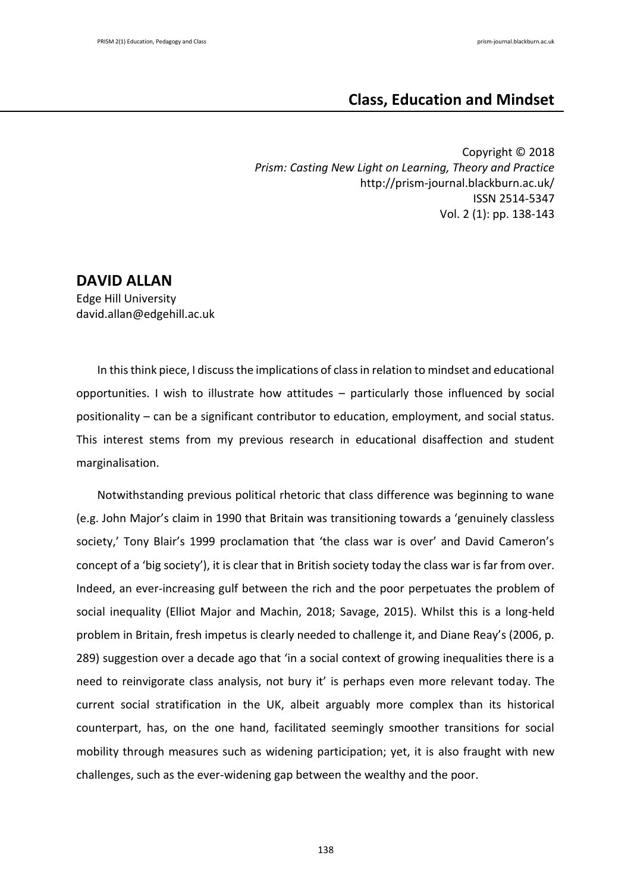# Class, Education and Mindset

Copyright © 2018
*Prism: Casting New Light on Learning, Theory and Practice*
http://prism-journal.blackburn.ac.uk/
ISSN 2514-5347
Vol. 2 (1): pp. 138-143

## DAVID ALLAN

Edge Hill University
david.allan@edgehill.ac.uk

In this think piece, I discuss the implications of class in relation to mindset and educational opportunities. I wish to illustrate how attitudes – particularly those influenced by social positionality – can be a significant contributor to education, employment, and social status. This interest stems from my previous research in educational disaffection and student marginalisation.

Notwithstanding previous political rhetoric that class difference was beginning to wane (e.g. John Major's claim in 1990 that Britain was transitioning towards a 'genuinely classless society,' Tony Blair's 1999 proclamation that 'the class war is over' and David Cameron's concept of a 'big society'), it is clear that in British society today the class war is far from over. Indeed, an ever-increasing gulf between the rich and the poor perpetuates the problem of social inequality (Elliot Major and Machin, 2018; Savage, 2015). Whilst this is a long-held problem in Britain, fresh impetus is clearly needed to challenge it, and Diane Reay's (2006, p. 289) suggestion over a decade ago that 'in a social context of growing inequalities there is a need to reinvigorate class analysis, not bury it' is perhaps even more relevant today. The current social stratification in the UK, albeit arguably more complex than its historical counterpart, has, on the one hand, facilitated seemingly smoother transitions for social mobility through measures such as widening participation; yet, it is also fraught with new challenges, such as the ever-widening gap between the wealthy and the poor.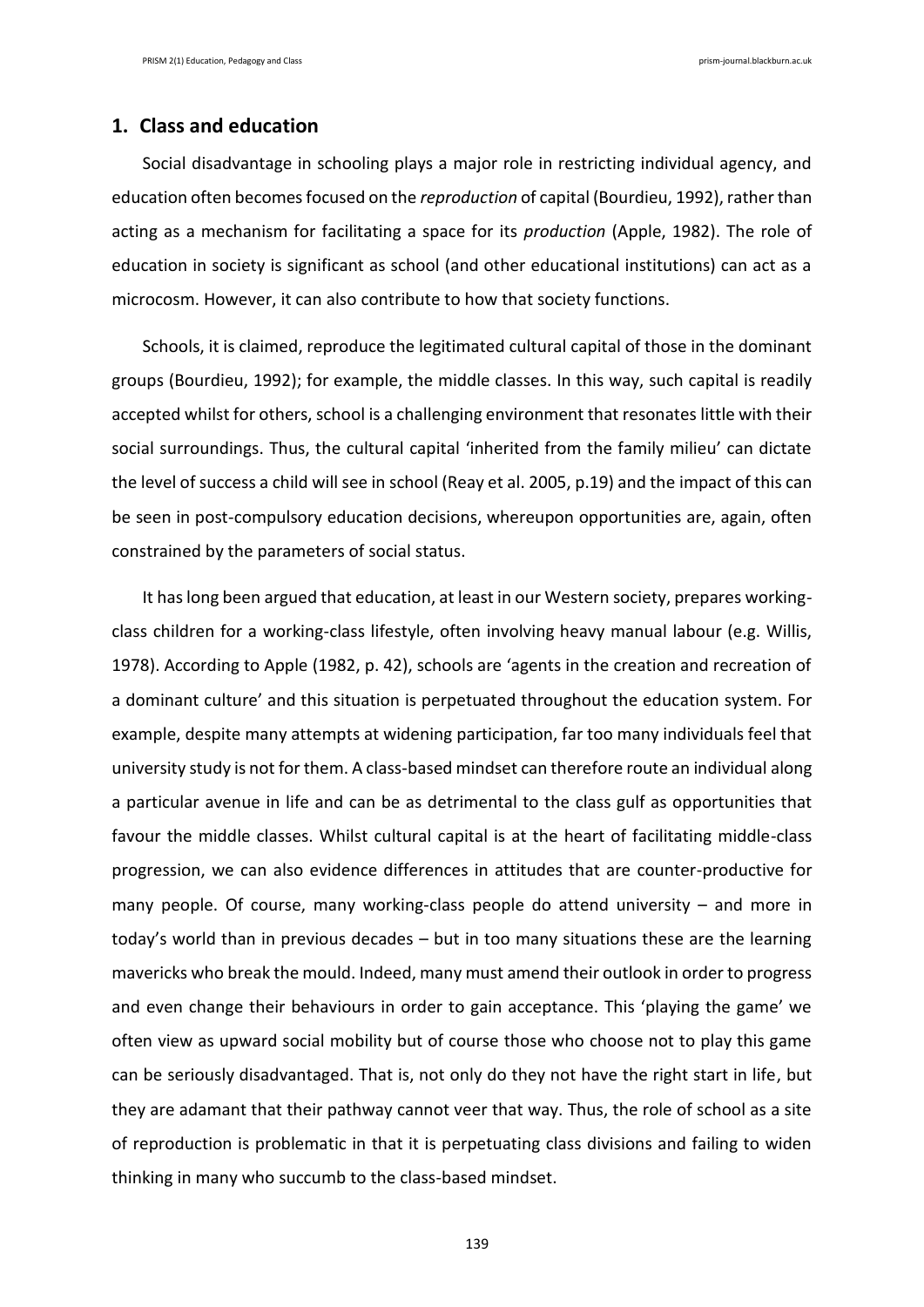## 1. Class and education

Social disadvantage in schooling plays a major role in restricting individual agency, and education often becomes focused on the *reproduction* of capital (Bourdieu, 1992), rather than acting as a mechanism for facilitating a space for its *production* (Apple, 1982). The role of education in society is significant as school (and other educational institutions) can act as a microcosm. However, it can also contribute to how that society functions.

Schools, it is claimed, reproduce the legitimated cultural capital of those in the dominant groups (Bourdieu, 1992); for example, the middle classes. In this way, such capital is readily accepted whilst for others, school is a challenging environment that resonates little with their social surroundings. Thus, the cultural capital 'inherited from the family milieu' can dictate the level of success a child will see in school (Reay et al. 2005, p.19) and the impact of this can be seen in post-compulsory education decisions, whereupon opportunities are, again, often constrained by the parameters of social status.

It has long been argued that education, at least in our Western society, prepares working-class children for a working-class lifestyle, often involving heavy manual labour (e.g. Willis, 1978). According to Apple (1982, p. 42), schools are 'agents in the creation and recreation of a dominant culture' and this situation is perpetuated throughout the education system. For example, despite many attempts at widening participation, far too many individuals feel that university study is not for them. A class-based mindset can therefore route an individual along a particular avenue in life and can be as detrimental to the class gulf as opportunities that favour the middle classes. Whilst cultural capital is at the heart of facilitating middle-class progression, we can also evidence differences in attitudes that are counter-productive for many people. Of course, many working-class people do attend university – and more in today's world than in previous decades – but in too many situations these are the learning mavericks who break the mould. Indeed, many must amend their outlook in order to progress and even change their behaviours in order to gain acceptance. This 'playing the game' we often view as upward social mobility but of course those who choose not to play this game can be seriously disadvantaged. That is, not only do they not have the right start in life, but they are adamant that their pathway cannot veer that way. Thus, the role of school as a site of reproduction is problematic in that it is perpetuating class divisions and failing to widen thinking in many who succumb to the class-based mindset.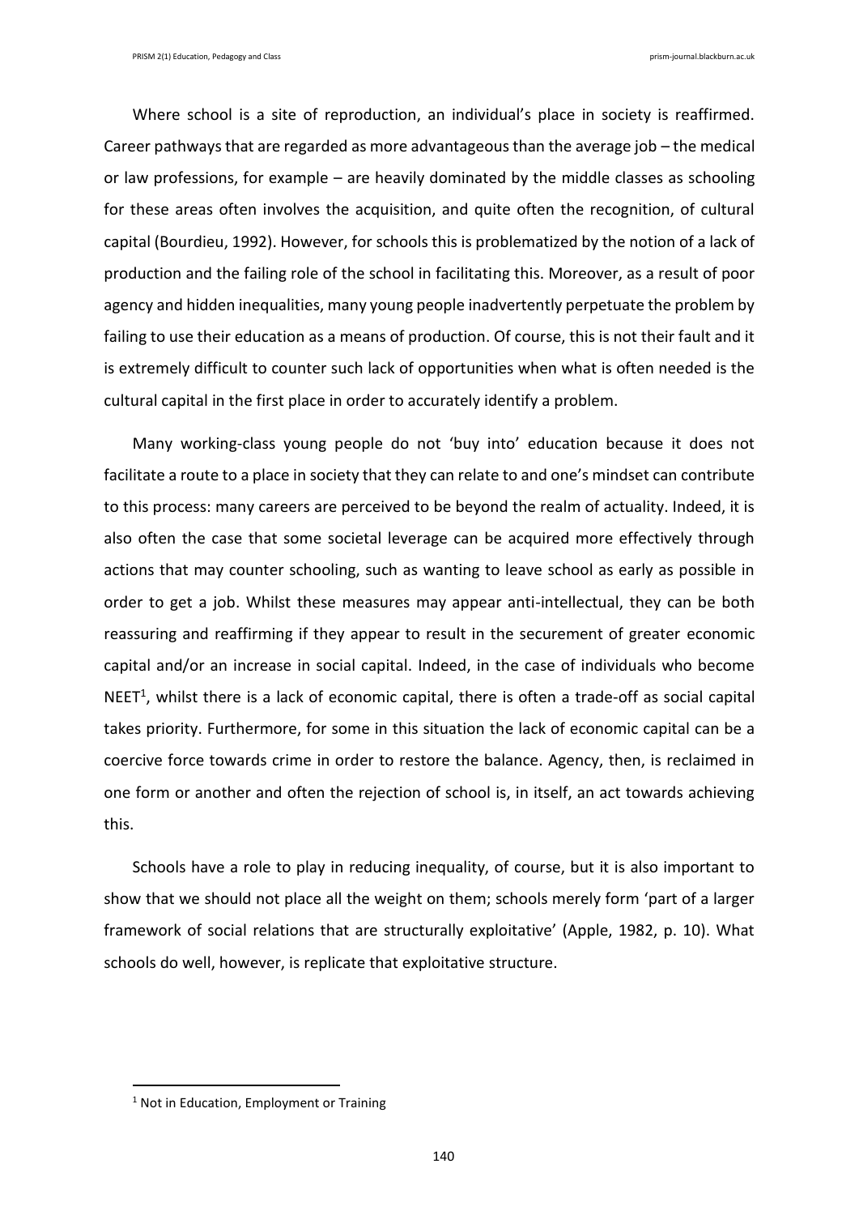Where school is a site of reproduction, an individual's place in society is reaffirmed. Career pathways that are regarded as more advantageous than the average job – the medical or law professions, for example – are heavily dominated by the middle classes as schooling for these areas often involves the acquisition, and quite often the recognition, of cultural capital (Bourdieu, 1992). However, for schools this is problematized by the notion of a lack of production and the failing role of the school in facilitating this. Moreover, as a result of poor agency and hidden inequalities, many young people inadvertently perpetuate the problem by failing to use their education as a means of production. Of course, this is not their fault and it is extremely difficult to counter such lack of opportunities when what is often needed is the cultural capital in the first place in order to accurately identify a problem.

Many working-class young people do not 'buy into' education because it does not facilitate a route to a place in society that they can relate to and one's mindset can contribute to this process: many careers are perceived to be beyond the realm of actuality. Indeed, it is also often the case that some societal leverage can be acquired more effectively through actions that may counter schooling, such as wanting to leave school as early as possible in order to get a job. Whilst these measures may appear anti-intellectual, they can be both reassuring and reaffirming if they appear to result in the securement of greater economic capital and/or an increase in social capital. Indeed, in the case of individuals who become NEET[1], whilst there is a lack of economic capital, there is often a trade-off as social capital takes priority. Furthermore, for some in this situation the lack of economic capital can be a coercive force towards crime in order to restore the balance. Agency, then, is reclaimed in one form or another and often the rejection of school is, in itself, an act towards achieving this.

Schools have a role to play in reducing inequality, of course, but it is also important to show that we should not place all the weight on them; schools merely form 'part of a larger framework of social relations that are structurally exploitative' (Apple, 1982, p. 10). What schools do well, however, is replicate that exploitative structure.

[1] Not in Education, Employment or Training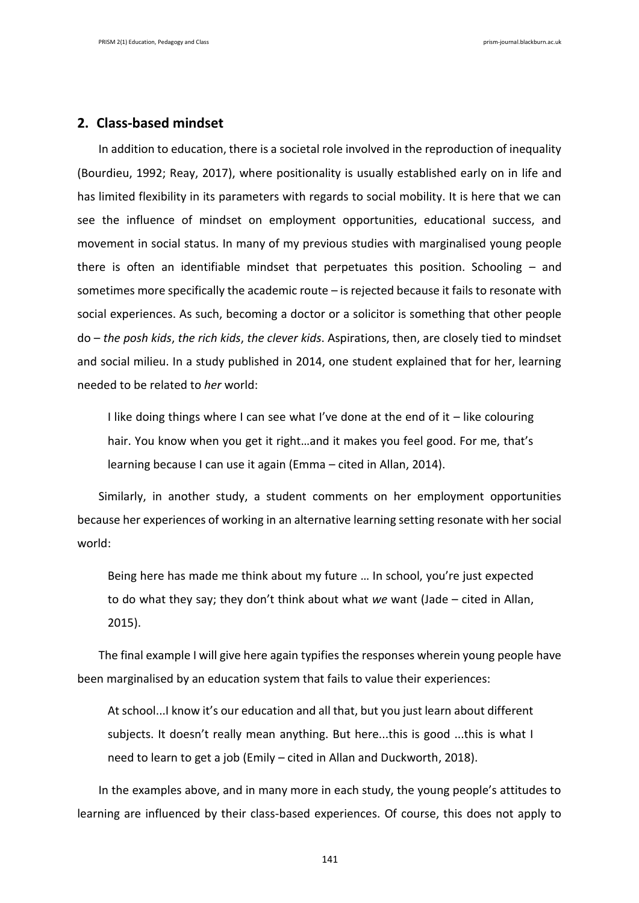## 2. Class-based mindset

In addition to education, there is a societal role involved in the reproduction of inequality (Bourdieu, 1992; Reay, 2017), where positionality is usually established early on in life and has limited flexibility in its parameters with regards to social mobility. It is here that we can see the influence of mindset on employment opportunities, educational success, and movement in social status. In many of my previous studies with marginalised young people there is often an identifiable mindset that perpetuates this position. Schooling – and sometimes more specifically the academic route – is rejected because it fails to resonate with social experiences. As such, becoming a doctor or a solicitor is something that other people do – *the posh kids*, *the rich kids*, *the clever kids*. Aspirations, then, are closely tied to mindset and social milieu. In a study published in 2014, one student explained that for her, learning needed to be related to *her* world:

> I like doing things where I can see what I've done at the end of it – like colouring hair. You know when you get it right…and it makes you feel good. For me, that's learning because I can use it again (Emma – cited in Allan, 2014).

Similarly, in another study, a student comments on her employment opportunities because her experiences of working in an alternative learning setting resonate with her social world:

> Being here has made me think about my future … In school, you're just expected to do what they say; they don't think about what *we* want (Jade – cited in Allan, 2015).

The final example I will give here again typifies the responses wherein young people have been marginalised by an education system that fails to value their experiences:

> At school...I know it's our education and all that, but you just learn about different subjects. It doesn't really mean anything. But here...this is good ...this is what I need to learn to get a job (Emily – cited in Allan and Duckworth, 2018).

In the examples above, and in many more in each study, the young people's attitudes to learning are influenced by their class-based experiences. Of course, this does not apply to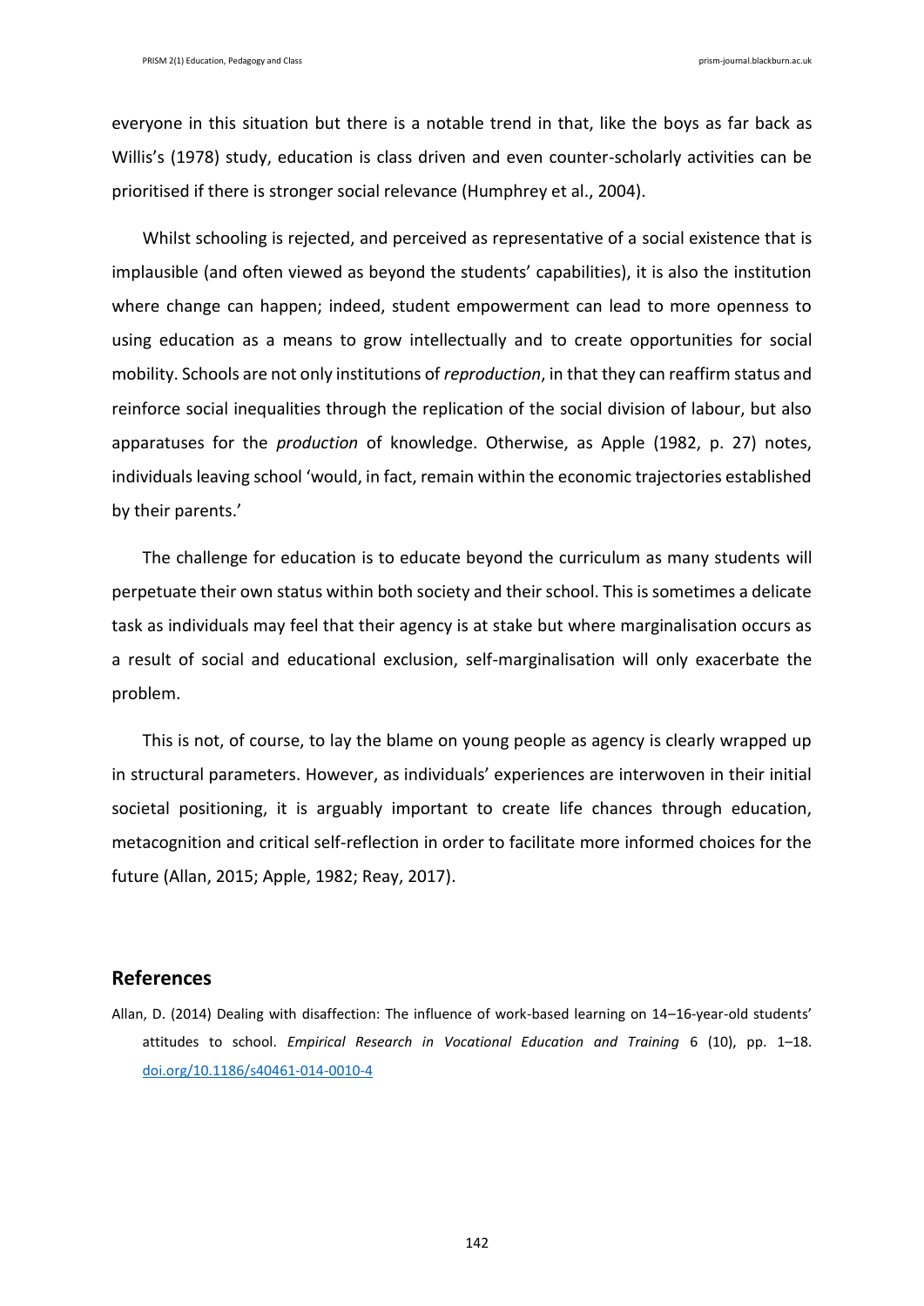everyone in this situation but there is a notable trend in that, like the boys as far back as Willis's (1978) study, education is class driven and even counter-scholarly activities can be prioritised if there is stronger social relevance (Humphrey et al., 2004).

Whilst schooling is rejected, and perceived as representative of a social existence that is implausible (and often viewed as beyond the students' capabilities), it is also the institution where change can happen; indeed, student empowerment can lead to more openness to using education as a means to grow intellectually and to create opportunities for social mobility. Schools are not only institutions of *reproduction*, in that they can reaffirm status and reinforce social inequalities through the replication of the social division of labour, but also apparatuses for the *production* of knowledge. Otherwise, as Apple (1982, p. 27) notes, individuals leaving school 'would, in fact, remain within the economic trajectories established by their parents.'

The challenge for education is to educate beyond the curriculum as many students will perpetuate their own status within both society and their school. This is sometimes a delicate task as individuals may feel that their agency is at stake but where marginalisation occurs as a result of social and educational exclusion, self-marginalisation will only exacerbate the problem.

This is not, of course, to lay the blame on young people as agency is clearly wrapped up in structural parameters. However, as individuals' experiences are interwoven in their initial societal positioning, it is arguably important to create life chances through education, metacognition and critical self-reflection in order to facilitate more informed choices for the future (Allan, 2015; Apple, 1982; Reay, 2017).

## References

Allan, D. (2014) Dealing with disaffection: The influence of work-based learning on 14–16-year-old students' attitudes to school. *Empirical Research in Vocational Education and Training* 6 (10), pp. 1–18. [doi.org/10.1186/s40461-014-0010-4](https://doi.org/10.1186/s40461-014-0010-4)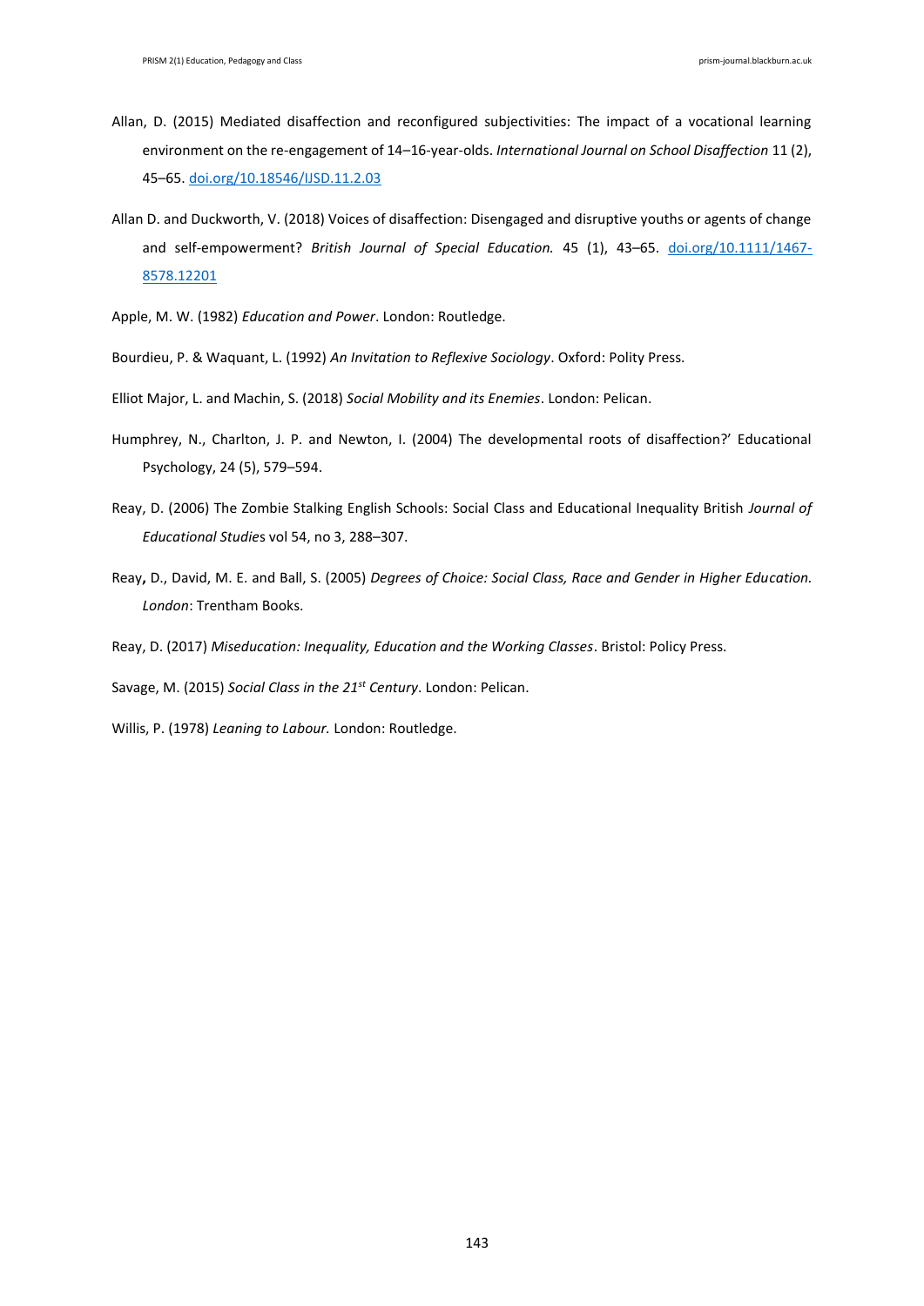Allan, D. (2015) Mediated disaffection and reconfigured subjectivities: The impact of a vocational learning environment on the re-engagement of 14–16-year-olds. *International Journal on School Disaffection* 11 (2), 45–65. [doi.org/10.18546/IJSD.11.2.03](https://doi.org/10.18546/IJSD.11.2.03)

Allan D. and Duckworth, V. (2018) Voices of disaffection: Disengaged and disruptive youths or agents of change and self-empowerment? *British Journal of Special Education.* 45 (1), 43–65. [doi.org/10.1111/1467-8578.12201](https://doi.org/10.1111/1467-8578.12201)

Apple, M. W. (1982) *Education and Power*. London: Routledge.

Bourdieu, P. & Waquant, L. (1992) *An Invitation to Reflexive Sociology*. Oxford: Polity Press.

Elliot Major, L. and Machin, S. (2018) *Social Mobility and its Enemies*. London: Pelican.

Humphrey, N., Charlton, J. P. and Newton, I. (2004) The developmental roots of disaffection?' Educational Psychology, 24 (5), 579–594.

Reay, D. (2006) The Zombie Stalking English Schools: Social Class and Educational Inequality British *Journal of Educational Studie*s vol 54, no 3, 288–307.

Reay**,** D., David, M. E. and Ball, S. (2005) *Degrees of Choice: Social Class, Race and Gender in Higher Education. London*: Trentham Books.

Reay, D. (2017) *Miseducation: Inequality, Education and the Working Classes*. Bristol: Policy Press.

Savage, M. (2015) *Social Class in the 21st Century*. London: Pelican.

Willis, P. (1978) *Leaning to Labour.* London: Routledge.